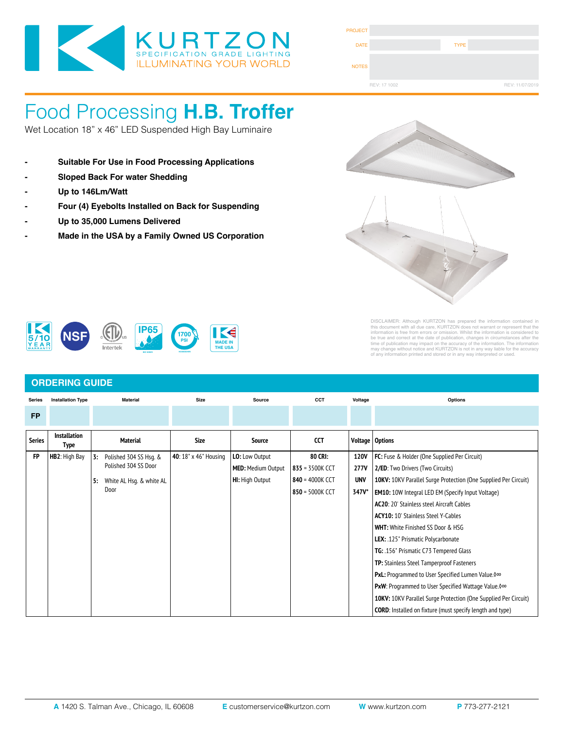KURTZON
SPECIFICATION GRADE LIGHTING
ILLUMINATING YOUR WORLD

| PROJECT | | | |
|---|---|---|---|
| DATE | | TYPE | |
| NOTES | | | |

REV: 17 1002 REV: 11/07/2019

# Food Processing **H.B. Troffer**

Wet Location 18" x 46" LED Suspended High Bay Luminaire

- **Suitable For Use in Food Processing Applications**
- **Sloped Back For water Shedding**
- **Up to 146Lm/Watt**
- **Four (4) Eyebolts Installed on Back for Suspending**
- **Up to 35,000 Lumens Delivered**
- **Made in the USA by a Family Owned US Corporation**

DISCLAIMER: Although KURTZON has prepared the information contained in this document with all due care, KURTZON does not warrant or represent that the information is free from errors or omission. Whilst the information is considered to be true and correct at the date of publication, changes in circumstances after the time of publication may impact on the accuracy of the information. The information may change without notice and KURTZON is not in any way liable for the accuracy of any information printed and stored or in any way interpreted or used.

## ORDERING GUIDE

| Series | Installation Type | Material | Size | Source | CCT | Voltage | Options |
|---|---|---|---|---|---|---|---|
| FP | | | | | | | |

| Series | Installation Type | Material | Size | Source | CCT | Voltage | Options |
|---|---|---|---|---|---|---|---|
| FP | **HB2**: High Bay | **3:** Polished 304 SS Hsg. & Polished 304 SS Door | **40**: 18" x 46" Housing | **LO:** Low Output | **80 CRI:** | **120V** | **FC:** Fuse & Holder (One Supplied Per Circuit) |
| | | **5:** White AL Hsg. & white AL Door | | **MED:** Medium Output | **835** = 3500K CCT | **277V** | **2/ED**: Two Drivers (Two Circuits) |
| | | | | **HI:** High Output | **840** = 4000K CCT | **UNV** | **10KV:** 10KV Parallel Surge Protection (One Supplied Per Circuit) |
| | | | | | **850** = 5000K CCT | **347V*** | **EM10:** 10W Integral LED EM (Specify Input Voltage) |
| | | | | | | | **AC20**: 20' Stainless steel Aircraft Cables |
| | | | | | | | **ACY10:** 10' Stainless Steel Y-Cables |
| | | | | | | | **WHT:** White Finished SS Door & HSG |
| | | | | | | | **LEX:** .125" Prismatic Polycarbonate |
| | | | | | | | **TG:** .156" Prismatic C73 Tempered Glass |
| | | | | | | | **TP:** Stainless Steel Tamperproof Fasteners |
| | | | | | | | **PxL:** Programmed to User Specified Lumen Value.◊∞ |
| | | | | | | | **PxW**: Programmed to User Specified Wattage Value.◊∞ |
| | | | | | | | **10KV:** 10KV Parallel Surge Protection (One Supplied Per Circuit) |
| | | | | | | | **CORD**: Installed on fixture (must specify length and type) |

**A** 1420 S. Talman Ave., Chicago, IL 60608 **E** customerservice@kurtzon.com **W** www.kurtzon.com **P** 773-277-2121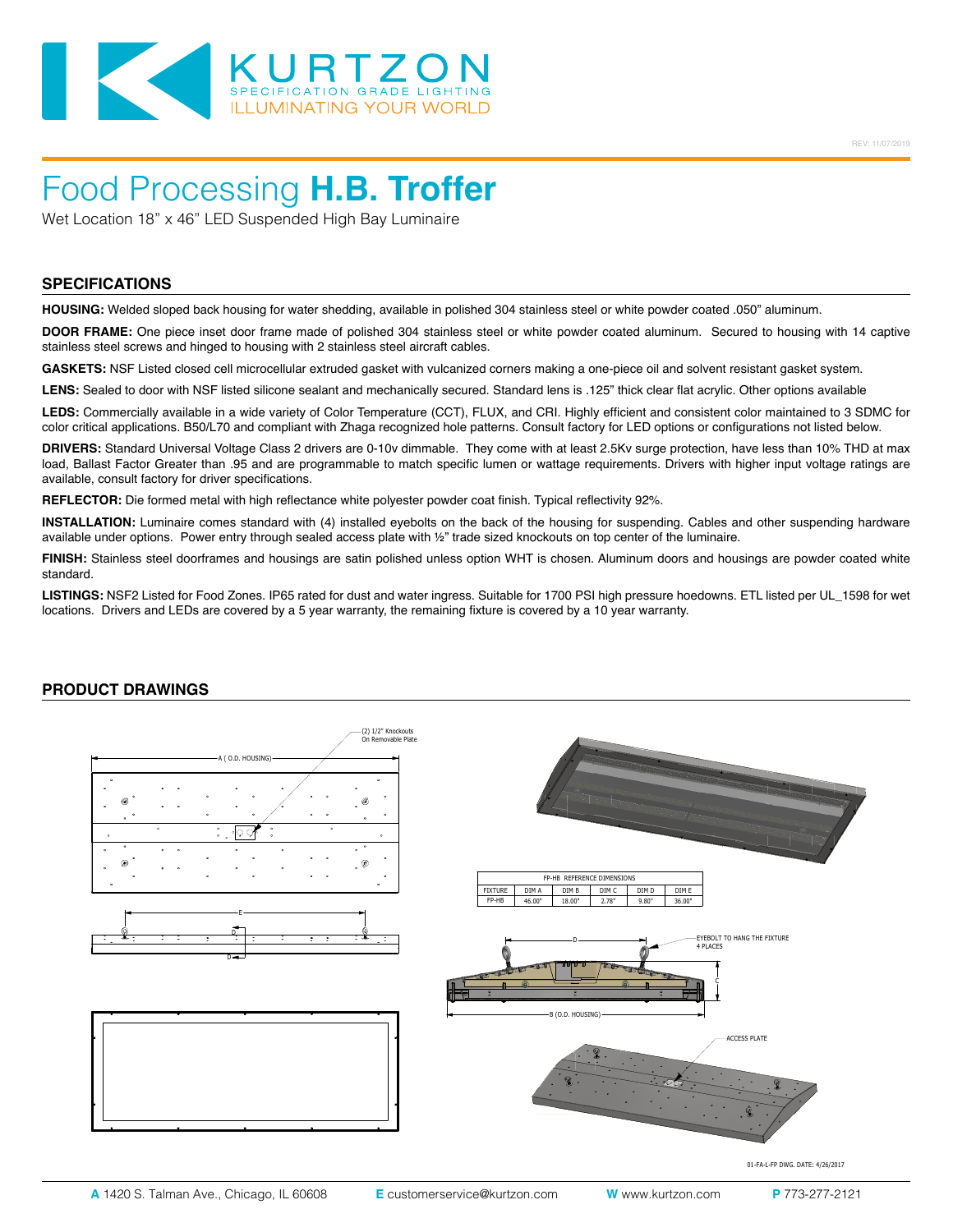# Food Processing **H.B. Troffer**

Wet Location 18" x 46" LED Suspended High Bay Luminaire

## SPECIFICATIONS

**HOUSING:** Welded sloped back housing for water shedding, available in polished 304 stainless steel or white powder coated .050" aluminum.

**DOOR FRAME:** One piece inset door frame made of polished 304 stainless steel or white powder coated aluminum. Secured to housing with 14 captive stainless steel screws and hinged to housing with 2 stainless steel aircraft cables.

**GASKETS:** NSF Listed closed cell microcellular extruded gasket with vulcanized corners making a one-piece oil and solvent resistant gasket system.

**LENS:** Sealed to door with NSF listed silicone sealant and mechanically secured. Standard lens is .125" thick clear flat acrylic. Other options available

**LEDS:** Commercially available in a wide variety of Color Temperature (CCT), FLUX, and CRI. Highly efficient and consistent color maintained to 3 SDMC for color critical applications. B50/L70 and compliant with Zhaga recognized hole patterns. Consult factory for LED options or configurations not listed below.

**DRIVERS:** Standard Universal Voltage Class 2 drivers are 0-10v dimmable. They come with at least 2.5Kv surge protection, have less than 10% THD at max load, Ballast Factor Greater than .95 and are programmable to match specific lumen or wattage requirements. Drivers with higher input voltage ratings are available, consult factory for driver specifications.

**REFLECTOR:** Die formed metal with high reflectance white polyester powder coat finish. Typical reflectivity 92%.

**INSTALLATION:** Luminaire comes standard with (4) installed eyebolts on the back of the housing for suspending. Cables and other suspending hardware available under options. Power entry through sealed access plate with ½" trade sized knockouts on top center of the luminaire.

**FINISH:** Stainless steel doorframes and housings are satin polished unless option WHT is chosen. Aluminum doors and housings are powder coated white standard.

**LISTINGS:** NSF2 Listed for Food Zones. IP65 rated for dust and water ingress. Suitable for 1700 PSI high pressure hoedowns. ETL listed per UL_1598 for wet locations. Drivers and LEDs are covered by a 5 year warranty, the remaining fixture is covered by a 10 year warranty.

## PRODUCT DRAWINGS

(2) 1/2" Knockouts On Removable Plate

A (O.D. HOUSING)

E

D

FP-HB REFERENCE DIMENSIONS

| FIXTURE | DIM A | DIM B | DIM C | DIM D | DIM E |
|---|---|---|---|---|---|
| FP-HB | 46.00" | 18.00" | 2.78" | 9.80" | 36.00" |

EYEBOLT TO HANG THE FIXTURE 4 PLACES

C

B (O.D. HOUSING)

ACCESS PLATE

01-FA-L-FP DWG. DATE: 4/26/2017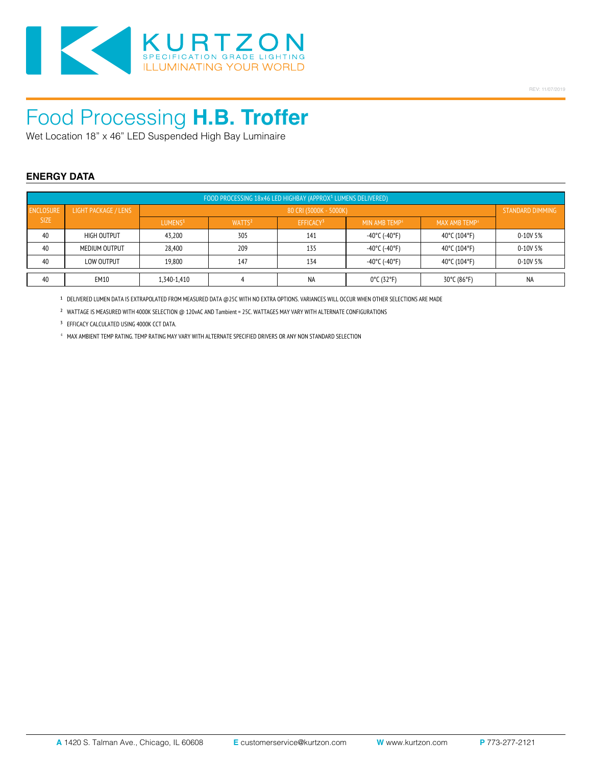KURTZON
SPECIFICATION GRADE LIGHTING
ILLUMINATING YOUR WORLD

REV: 11/07/2019

# Food Processing **H.B. Troffer**

Wet Location 18" x 46" LED Suspended High Bay Luminaire

## ENERGY DATA

| FOOD PROCESSING 18x46 LED HIGHBAY (APPROX[1] LUMENS DELIVERED) | | | | | | | |
|---|---|---|---|---|---|---|---|
| ENCLOSURE SIZE | LIGHT PACKAGE / LENS | 80 CRI (3000K - 5000K) | | | | | STANDARD DIMMING |
| | | LUMENS[1] | WATTS[2] | EFFICACY[3] | MIN AMB TEMP[4] | MAX AMB TEMP[4] | |
| 40 | HIGH OUTPUT | 43,200 | 305 | 141 | -40°C (-40°F) | 40°C (104°F) | 0-10V 5% |
| 40 | MEDIUM OUTPUT | 28,400 | 209 | 135 | -40°C (-40°F) | 40°C (104°F) | 0-10V 5% |
| 40 | LOW OUTPUT | 19,800 | 147 | 134 | -40°C (-40°F) | 40°C (104°F) | 0-10V 5% |
| 40 | EM10 | 1,340-1,410 | 4 | NA | 0°C (32°F) | 30°C (86°F) | NA |

[1] DELIVERED LUMEN DATA IS EXTRAPOLATED FROM MEASURED DATA @25C WITH NO EXTRA OPTIONS. VARIANCES WILL OCCUR WHEN OTHER SELECTIONS ARE MADE

[2] WATTAGE IS MEASURED WITH 4000K SELECTION @ 120vAC AND Tambient = 25C. WATTAGES MAY VARY WITH ALTERNATE CONFIGURATIONS

[3] EFFICACY CALCULATED USING 4000K CCT DATA.

[4] MAX AMBIENT TEMP RATING. TEMP RATING MAY VARY WITH ALTERNATE SPECIFIED DRIVERS OR ANY NON STANDARD SELECTION

**A** 1420 S. Talman Ave., Chicago, IL 60608 **E** customerservice@kurtzon.com **W** www.kurtzon.com **P** 773-277-2121